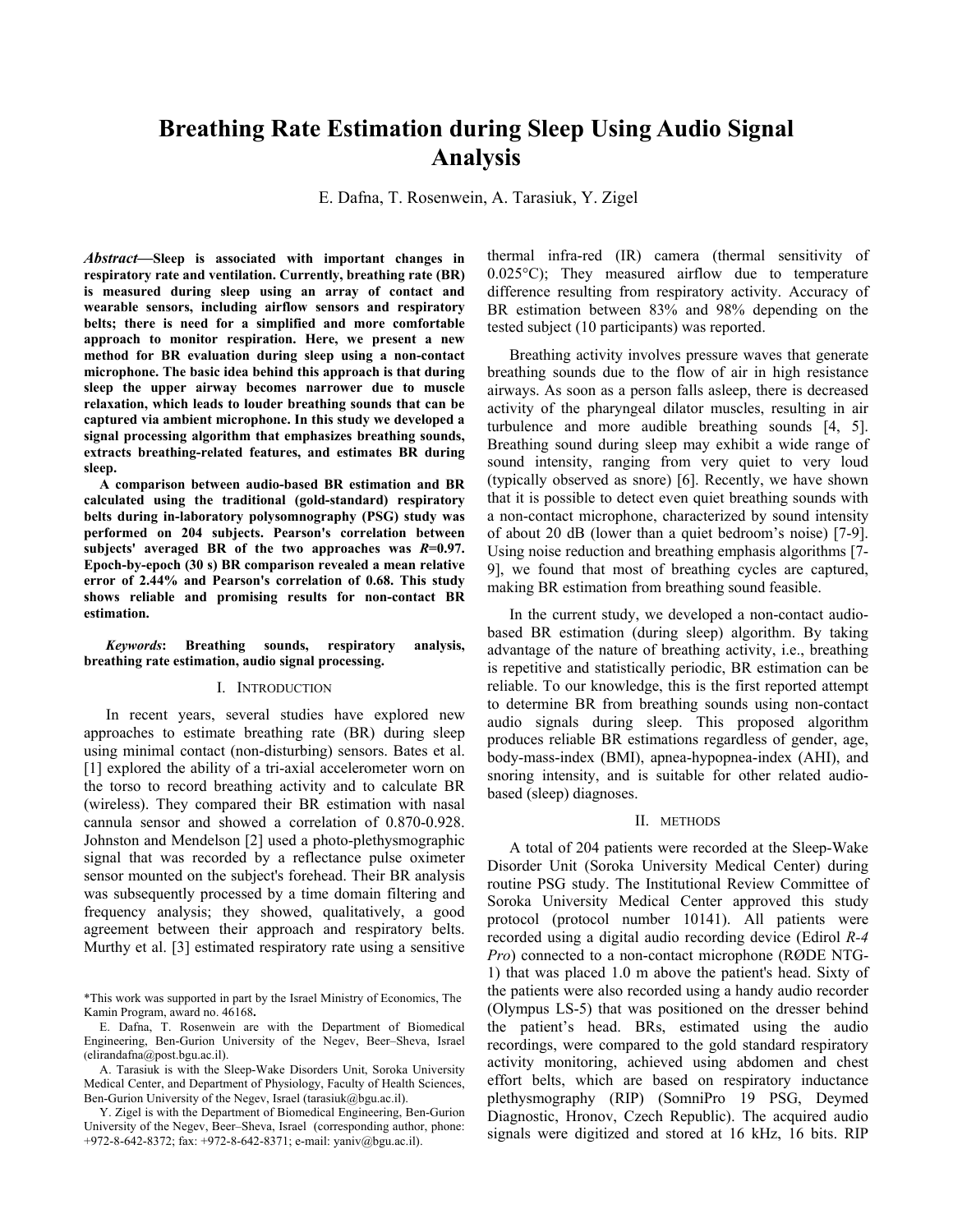# Breathing Rate Estimation during Sleep Using Audio Signal Analysis

E. Dafna, T. Rosenwein, A. Tarasiuk, Y. Zigel

***Abstract*—Sleep is associated with important changes in respiratory rate and ventilation. Currently, breathing rate (BR) is measured during sleep using an array of contact and wearable sensors, including airflow sensors and respiratory belts; there is need for a simplified and more comfortable approach to monitor respiration. Here, we present a new method for BR evaluation during sleep using a non-contact microphone. The basic idea behind this approach is that during sleep the upper airway becomes narrower due to muscle relaxation, which leads to louder breathing sounds that can be captured via ambient microphone. In this study we developed a signal processing algorithm that emphasizes breathing sounds, extracts breathing-related features, and estimates BR during sleep.**

**A comparison between audio-based BR estimation and BR calculated using the traditional (gold-standard) respiratory belts during in-laboratory polysomnography (PSG) study was performed on 204 subjects. Pearson's correlation between subjects' averaged BR of the two approaches was *R*=0.97. Epoch-by-epoch (30 s) BR comparison revealed a mean relative error of 2.44% and Pearson's correlation of 0.68. This study shows reliable and promising results for non-contact BR estimation.**

***Keywords*: Breathing sounds, respiratory analysis, breathing rate estimation, audio signal processing.**

## I. Introduction

In recent years, several studies have explored new approaches to estimate breathing rate (BR) during sleep using minimal contact (non-disturbing) sensors. Bates et al. [1] explored the ability of a tri-axial accelerometer worn on the torso to record breathing activity and to calculate BR (wireless). They compared their BR estimation with nasal cannula sensor and showed a correlation of 0.870-0.928. Johnston and Mendelson [2] used a photo-plethysmographic signal that was recorded by a reflectance pulse oximeter sensor mounted on the subject's forehead. Their BR analysis was subsequently processed by a time domain filtering and frequency analysis; they showed, qualitatively, a good agreement between their approach and respiratory belts. Murthy et al. [3] estimated respiratory rate using a sensitive thermal infra-red (IR) camera (thermal sensitivity of 0.025°C); They measured airflow due to temperature difference resulting from respiratory activity. Accuracy of BR estimation between 83% and 98% depending on the tested subject (10 participants) was reported.

Breathing activity involves pressure waves that generate breathing sounds due to the flow of air in high resistance airways. As soon as a person falls asleep, there is decreased activity of the pharyngeal dilator muscles, resulting in air turbulence and more audible breathing sounds [4, 5]. Breathing sound during sleep may exhibit a wide range of sound intensity, ranging from very quiet to very loud (typically observed as snore) [6]. Recently, we have shown that it is possible to detect even quiet breathing sounds with a non-contact microphone, characterized by sound intensity of about 20 dB (lower than a quiet bedroom's noise) [7-9]. Using noise reduction and breathing emphasis algorithms [7-9], we found that most of breathing cycles are captured, making BR estimation from breathing sound feasible.

In the current study, we developed a non-contact audio-based BR estimation (during sleep) algorithm. By taking advantage of the nature of breathing activity, i.e., breathing is repetitive and statistically periodic, BR estimation can be reliable. To our knowledge, this is the first reported attempt to determine BR from breathing sounds using non-contact audio signals during sleep. This proposed algorithm produces reliable BR estimations regardless of gender, age, body-mass-index (BMI), apnea-hypopnea-index (AHI), and snoring intensity, and is suitable for other related audio-based (sleep) diagnoses.

## II. Methods

A total of 204 patients were recorded at the Sleep-Wake Disorder Unit (Soroka University Medical Center) during routine PSG study. The Institutional Review Committee of Soroka University Medical Center approved this study protocol (protocol number 10141). All patients were recorded using a digital audio recording device (Edirol *R-4 Pro*) connected to a non-contact microphone (RØDE NTG-1) that was placed 1.0 m above the patient's head. Sixty of the patients were also recorded using a handy audio recorder (Olympus LS-5) that was positioned on the dresser behind the patient's head. BRs, estimated using the audio recordings, were compared to the gold standard respiratory activity monitoring, achieved using abdomen and chest effort belts, which are based on respiratory inductance plethysmography (RIP) (SomniPro 19 PSG, Deymed Diagnostic, Hronov, Czech Republic). The acquired audio signals were digitized and stored at 16 kHz, 16 bits. RIP

---

*This work was supported in part by the Israel Ministry of Economics, The Kamin Program, award no. 46168**.**

E. Dafna, T. Rosenwein are with the Department of Biomedical Engineering, Ben-Gurion University of the Negev, Beer–Sheva, Israel (elirandafna@post.bgu.ac.il).

A. Tarasiuk is with the Sleep-Wake Disorders Unit, Soroka University Medical Center, and Department of Physiology, Faculty of Health Sciences, Ben-Gurion University of the Negev, Israel (tarasiuk@bgu.ac.il).

Y. Zigel is with the Department of Biomedical Engineering, Ben-Gurion University of the Negev, Beer–Sheva, Israel (corresponding author, phone: +972-8-642-8372; fax: +972-8-642-8371; e-mail: yaniv@bgu.ac.il).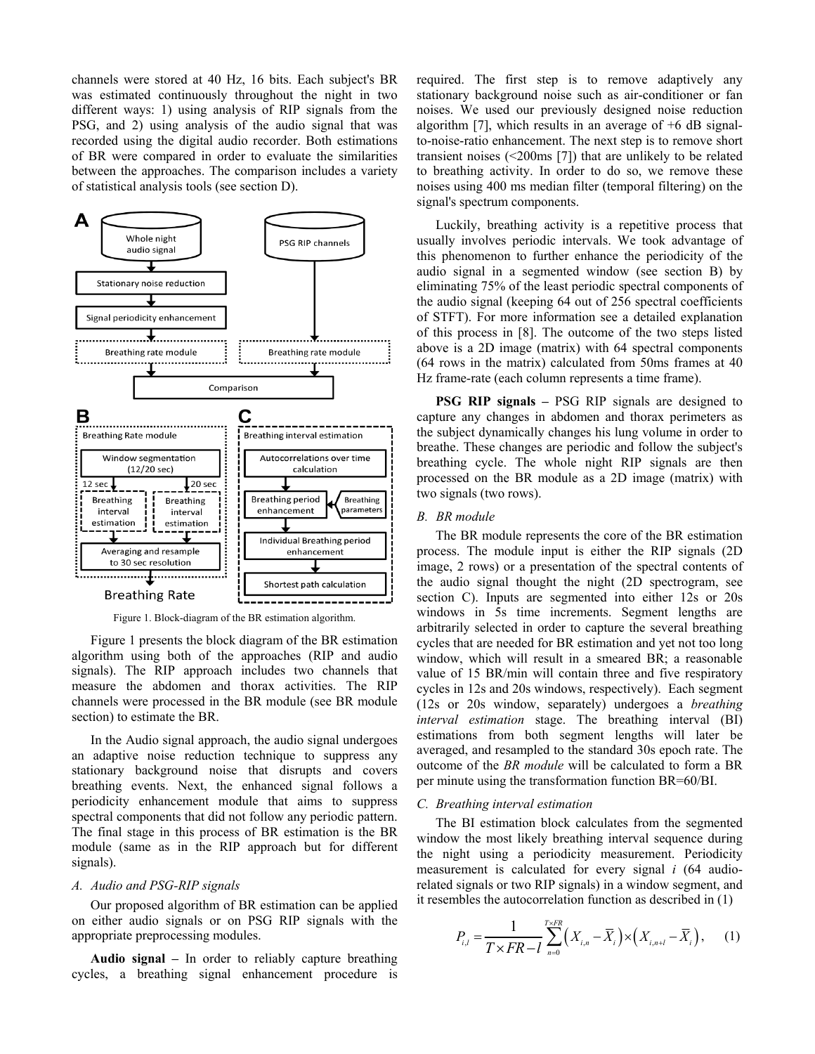channels were stored at 40 Hz, 16 bits. Each subject's BR was estimated continuously throughout the night in two different ways: 1) using analysis of RIP signals from the PSG, and 2) using analysis of the audio signal that was recorded using the digital audio recorder. Both estimations of BR were compared in order to evaluate the similarities between the approaches. The comparison includes a variety of statistical analysis tools (see section D).

Figure 1. Block-diagram of the BR estimation algorithm.

Figure 1 presents the block diagram of the BR estimation algorithm using both of the approaches (RIP and audio signals). The RIP approach includes two channels that measure the abdomen and thorax activities. The RIP channels were processed in the BR module (see BR module section) to estimate the BR.

In the Audio signal approach, the audio signal undergoes an adaptive noise reduction technique to suppress any stationary background noise that disrupts and covers breathing events. Next, the enhanced signal follows a periodicity enhancement module that aims to suppress spectral components that did not follow any periodic pattern. The final stage in this process of BR estimation is the BR module (same as in the RIP approach but for different signals).

### *A. Audio and PSG-RIP signals*

Our proposed algorithm of BR estimation can be applied on either audio signals or on PSG RIP signals with the appropriate preprocessing modules.

**Audio signal –** In order to reliably capture breathing cycles, a breathing signal enhancement procedure is required. The first step is to remove adaptively any stationary background noise such as air-conditioner or fan noises. We used our previously designed noise reduction algorithm [7], which results in an average of +6 dB signal-to-noise-ratio enhancement. The next step is to remove short transient noises (<200ms [7]) that are unlikely to be related to breathing activity. In order to do so, we remove these noises using 400 ms median filter (temporal filtering) on the signal's spectrum components.

Luckily, breathing activity is a repetitive process that usually involves periodic intervals. We took advantage of this phenomenon to further enhance the periodicity of the audio signal in a segmented window (see section B) by eliminating 75% of the least periodic spectral components of the audio signal (keeping 64 out of 256 spectral coefficients of STFT). For more information see a detailed explanation of this process in [8]. The outcome of the two steps listed above is a 2D image (matrix) with 64 spectral components (64 rows in the matrix) calculated from 50ms frames at 40 Hz frame-rate (each column represents a time frame).

**PSG RIP signals –** PSG RIP signals are designed to capture any changes in abdomen and thorax perimeters as the subject dynamically changes his lung volume in order to breathe. These changes are periodic and follow the subject's breathing cycle. The whole night RIP signals are then processed on the BR module as a 2D image (matrix) with two signals (two rows).

### *B. BR module*

The BR module represents the core of the BR estimation process. The module input is either the RIP signals (2D image, 2 rows) or a presentation of the spectral contents of the audio signal thought the night (2D spectrogram, see section C). Inputs are segmented into either 12s or 20s windows in 5s time increments. Segment lengths are arbitrarily selected in order to capture the several breathing cycles that are needed for BR estimation and yet not too long window, which will result in a smeared BR; a reasonable value of 15 BR/min will contain three and five respiratory cycles in 12s and 20s windows, respectively). Each segment (12s or 20s window, separately) undergoes a *breathing interval estimation* stage. The breathing interval (BI) estimations from both segment lengths will later be averaged, and resampled to the standard 30s epoch rate. The outcome of the *BR module* will be calculated to form a BR per minute using the transformation function BR=60/BI.

### *C. Breathing interval estimation*

The BI estimation block calculates from the segmented window the most likely breathing interval sequence during the night using a periodicity measurement. Periodicity measurement is calculated for every signal $i$ (64 audio-related signals or two RIP signals) in a window segment, and it resembles the autocorrelation function as described in (1)

$$P_{i,l} = \frac{1}{T \times FR - l} \sum_{n=0}^{T \times FR} \left( X_{i,n} - \overline{X}_i \right) \times \left( X_{i,n+l} - \overline{X}_i \right), \quad (1)$$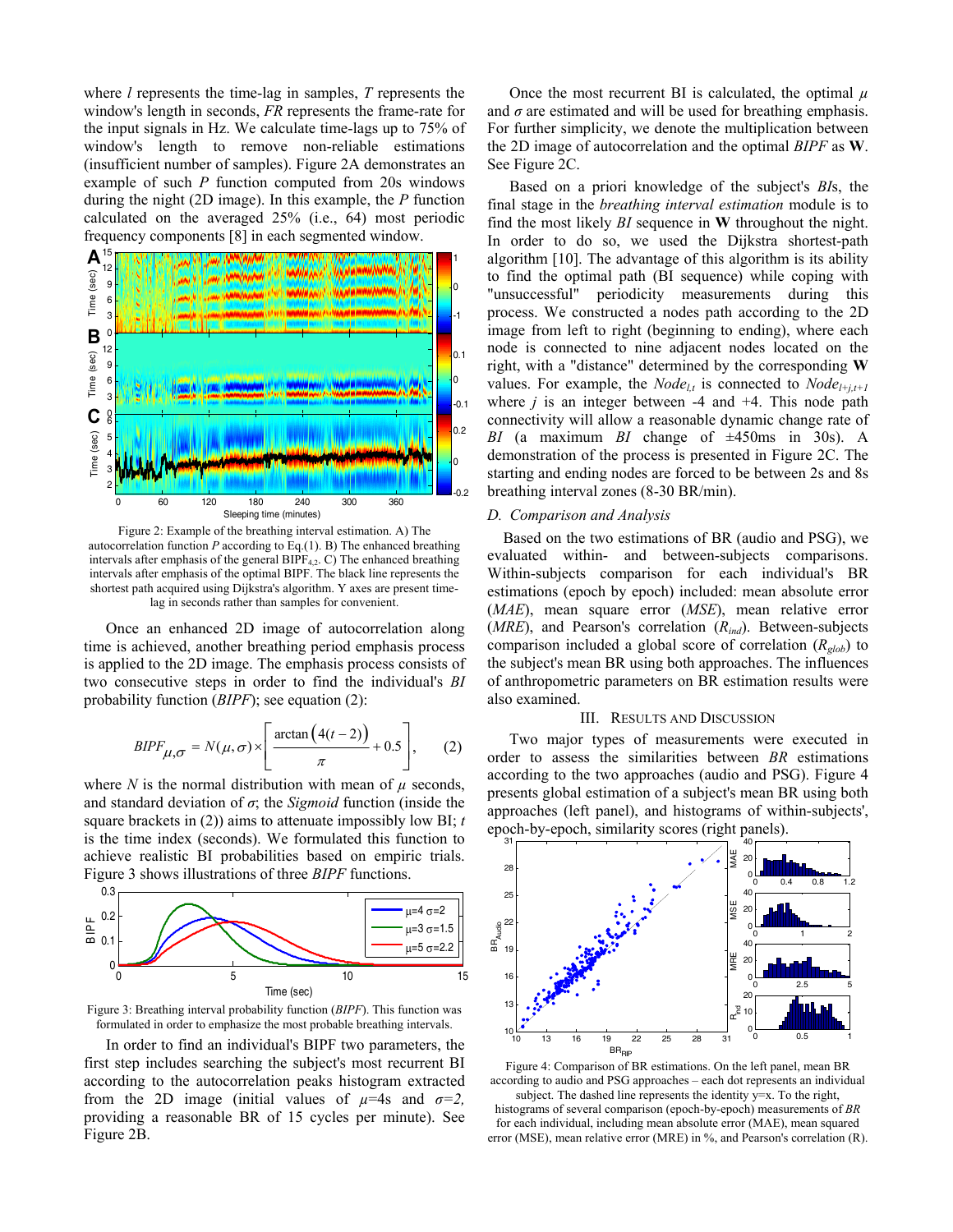where $l$ represents the time-lag in samples, $T$ represents the window's length in seconds, $FR$ represents the frame-rate for the input signals in Hz. We calculate time-lags up to 75% of window's length to remove non-reliable estimations (insufficient number of samples). Figure 2A demonstrates an example of such $P$ function computed from 20s windows during the night (2D image). In this example, the $P$ function calculated on the averaged 25% (i.e., 64) most periodic frequency components [8] in each segmented window.

Figure 2: Example of the breathing interval estimation. A) The autocorrelation function $P$ according to Eq.(1). B) The enhanced breathing intervals after emphasis of the general $BIPF_{4,2}$. C) The enhanced breathing intervals after emphasis of the optimal BIPF. The black line represents the shortest path acquired using Dijkstra's algorithm. Y axes are present time-lag in seconds rather than samples for convenient.

Once an enhanced 2D image of autocorrelation along time is achieved, another breathing period emphasis process is applied to the 2D image. The emphasis process consists of two consecutive steps in order to find the individual's *BI* probability function (*BIPF*); see equation (2):

$$BIPF_{\mu,\sigma} = N(\mu,\sigma) \times \left[ \frac{\arctan\left(4(t-2)\right)}{\pi} + 0.5 \right], \quad (2)$$

where $N$ is the normal distribution with mean of $\mu$ seconds, and standard deviation of $\sigma$; the *Sigmoid* function (inside the square brackets in (2)) aims to attenuate impossibly low BI; $t$ is the time index (seconds). We formulated this function to achieve realistic BI probabilities based on empiric trials. Figure 3 shows illustrations of three *BIPF* functions.

Figure 3: Breathing interval probability function (*BIPF*). This function was formulated in order to emphasize the most probable breathing intervals.

In order to find an individual's BIPF two parameters, the first step includes searching the subject's most recurrent BI according to the autocorrelation peaks histogram extracted from the 2D image (initial values of $\mu$=4s and $\sigma$=2, providing a reasonable BR of 15 cycles per minute). See Figure 2B.

Once the most recurrent BI is calculated, the optimal $\mu$ and $\sigma$ are estimated and will be used for breathing emphasis. For further simplicity, we denote the multiplication between the 2D image of autocorrelation and the optimal *BIPF* as **W**. See Figure 2C.

Based on a priori knowledge of the subject's *BI*s, the final stage in the *breathing interval estimation* module is to find the most likely *BI* sequence in **W** throughout the night. In order to do so, we used the Dijkstra shortest-path algorithm [10]. The advantage of this algorithm is its ability to find the optimal path (BI sequence) while coping with "unsuccessful" periodicity measurements during this process. We constructed a nodes path according to the 2D image from left to right (beginning to ending), where each node is connected to nine adjacent nodes located on the right, with a "distance" determined by the corresponding **W** values. For example, the $Node_{l,t}$ is connected to $Node_{l+j,t+1}$ where $j$ is an integer between -4 and +4. This node path connectivity will allow a reasonable dynamic change rate of *BI* (a maximum *BI* change of ±450ms in 30s). A demonstration of the process is presented in Figure 2C. The starting and ending nodes are forced to be between 2s and 8s breathing interval zones (8-30 BR/min).

### D. Comparison and Analysis

Based on the two estimations of BR (audio and PSG), we evaluated within- and between-subjects comparisons. Within-subjects comparison for each individual's BR estimations (epoch by epoch) included: mean absolute error (*MAE*), mean square error (*MSE*), mean relative error (*MRE*), and Pearson's correlation ($R_{ind}$). Between-subjects comparison included a global score of correlation ($R_{glob}$) to the subject's mean BR using both approaches. The influences of anthropometric parameters on BR estimation results were also examined.

## III. Results and Discussion

Two major types of measurements were executed in order to assess the similarities between *BR* estimations according to the two approaches (audio and PSG). Figure 4 presents global estimation of a subject's mean BR using both approaches (left panel), and histograms of within-subjects', epoch-by-epoch, similarity scores (right panels).

Figure 4: Comparison of BR estimations. On the left panel, mean BR according to audio and PSG approaches – each dot represents an individual subject. The dashed line represents the identity y=x. To the right, histograms of several comparison (epoch-by-epoch) measurements of *BR* for each individual, including mean absolute error (MAE), mean squared error (MSE), mean relative error (MRE) in %, and Pearson's correlation (R).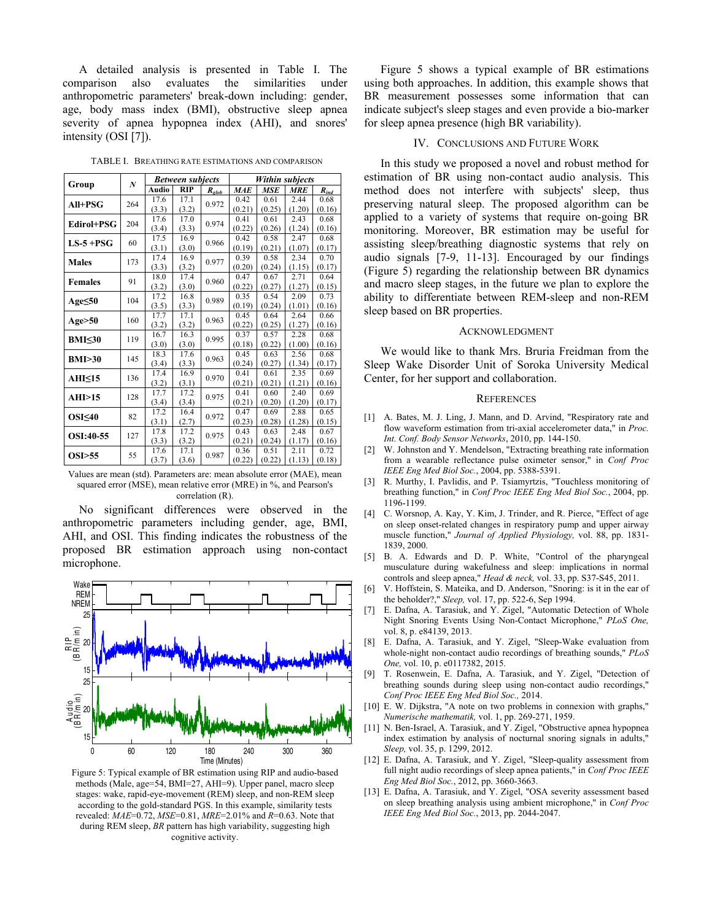A detailed analysis is presented in Table I. The comparison also evaluates the similarities under anthropometric parameters' break-down including: gender, age, body mass index (BMI), obstructive sleep apnea severity of apnea hypopnea index (AHI), and snores' intensity (OSI [7]).

TABLE I. BREATHING RATE ESTIMATIONS AND COMPARISON

| Group | *N* | *Between subjects* | | | *Within subjects* | | | |
|---|---|---|---|---|---|---|---|---|
| | | Audio | RIP | $R_{glob}$ | *MAE* | *MSE* | *MRE* | $R_{ind}$ |
| **All+PSG** | 264 | 17.6 (3.3) | 17.1 (3.2) | 0.972 | 0.42 (0.21) | 0.61 (0.25) | 2.44 (1.20) | 0.68 (0.16) |
| **Edirol+PSG** | 204 | 17.6 (3.4) | 17.0 (3.3) | 0.974 | 0.41 (0.22) | 0.61 (0.26) | 2.43 (1.24) | 0.68 (0.16) |
| **LS-5 +PSG** | 60 | 17.5 (3.1) | 16.9 (3.0) | 0.966 | 0.42 (0.19) | 0.58 (0.21) | 2.47 (1.07) | 0.68 (0.17) |
| **Males** | 173 | 17.4 (3.3) | 16.9 (3.2) | 0.977 | 0.39 (0.20) | 0.58 (0.24) | 2.34 (1.15) | 0.70 (0.17) |
| **Females** | 91 | 18.0 (3.2) | 17.4 (3.0) | 0.960 | 0.47 (0.22) | 0.67 (0.27) | 2.71 (1.27) | 0.64 (0.15) |
| **Age≤50** | 104 | 17.2 (3.5) | 16.8 (3.3) | 0.989 | 0.35 (0.19) | 0.54 (0.24) | 2.09 (1.01) | 0.73 (0.16) |
| **Age>50** | 160 | 17.7 (3.2) | 17.1 (3.2) | 0.963 | 0.45 (0.22) | 0.64 (0.25) | 2.64 (1.27) | 0.66 (0.16) |
| **BMI≤30** | 119 | 16.7 (3.0) | 16.3 (3.0) | 0.995 | 0.37 (0.18) | 0.57 (0.22) | 2.28 (1.00) | 0.68 (0.16) |
| **BMI>30** | 145 | 18.3 (3.4) | 17.6 (3.3) | 0.963 | 0.45 (0.24) | 0.63 (0.27) | 2.56 (1.34) | 0.68 (0.17) |
| **AHI≤15** | 136 | 17.4 (3.2) | 16.9 (3.1) | 0.970 | 0.41 (0.21) | 0.61 (0.21) | 2.35 (1.21) | 0.69 (0.16) |
| **AHI>15** | 128 | 17.7 (3.4) | 17.2 (3.4) | 0.975 | 0.41 (0.21) | 0.60 (0.20) | 2.40 (1.20) | 0.69 (0.17) |
| **OSI≤40** | 82 | 17.2 (3.1) | 16.4 (2.7) | 0.972 | 0.47 (0.23) | 0.69 (0.28) | 2.88 (1.28) | 0.65 (0.15) |
| **OSI:40-55** | 127 | 17.8 (3.3) | 17.2 (3.2) | 0.975 | 0.43 (0.21) | 0.63 (0.24) | 2.48 (1.17) | 0.67 (0.16) |
| **OSI>55** | 55 | 17.6 (3.7) | 17.1 (3.6) | 0.987 | 0.36 (0.22) | 0.51 (0.22) | 2.11 (1.13) | 0.72 (0.18) |

Values are mean (std). Parameters are: mean absolute error (MAE), mean squared error (MSE), mean relative error (MRE) in %, and Pearson's correlation (R).

No significant differences were observed in the anthropometric parameters including gender, age, BMI, AHI, and OSI. This finding indicates the robustness of the proposed BR estimation approach using non-contact microphone.

Wake
REM
NREM
RIP (BR/min)
25
20
15
Audio (BR/min)
25
20
15
0 60 120 180 240 300 360
Time (Minutes)

Figure 5: Typical example of BR estimation using RIP and audio-based methods (Male, age=54, BMI=27, AHI=9). Upper panel, macro sleep stages: wake, rapid-eye-movement (REM) sleep, and non-REM sleep according to the gold-standard PGS. In this example, similarity tests revealed: *MAE*=0.72, *MSE*=0.81, *MRE*=2.01% and *R*=0.63. Note that during REM sleep, *BR* pattern has high variability, suggesting high cognitive activity.

Figure 5 shows a typical example of BR estimations using both approaches. In addition, this example shows that BR measurement possesses some information that can indicate subject's sleep stages and even provide a bio-marker for sleep apnea presence (high BR variability).

## IV. Conclusions and Future Work

In this study we proposed a novel and robust method for estimation of BR using non-contact audio analysis. This method does not interfere with subjects' sleep, thus preserving natural sleep. The proposed algorithm can be applied to a variety of systems that require on-going BR monitoring. Moreover, BR estimation may be useful for assisting sleep/breathing diagnostic systems that rely on audio signals [7-9, 11-13]. Encouraged by our findings (Figure 5) regarding the relationship between BR dynamics and macro sleep stages, in the future we plan to explore the ability to differentiate between REM-sleep and non-REM sleep based on BR properties.

## Acknowledgment

We would like to thank Mrs. Bruria Freidman from the Sleep Wake Disorder Unit of Soroka University Medical Center, for her support and collaboration.

## References

[1] A. Bates, M. J. Ling, J. Mann, and D. Arvind, "Respiratory rate and flow waveform estimation from tri-axial accelerometer data," in *Proc. Int. Conf. Body Sensor Networks*, 2010, pp. 144-150.

[2] W. Johnston and Y. Mendelson, "Extracting breathing rate information from a wearable reflectance pulse oximeter sensor," in *Conf Proc IEEE Eng Med Biol Soc.*, 2004, pp. 5388-5391.

[3] R. Murthy, I. Pavlidis, and P. Tsiamyrtzis, "Touchless monitoring of breathing function," in *Conf Proc IEEE Eng Med Biol Soc.*, 2004, pp. 1196-1199.

[4] C. Worsnop, A. Kay, Y. Kim, J. Trinder, and R. Pierce, "Effect of age on sleep onset-related changes in respiratory pump and upper airway muscle function," *Journal of Applied Physiology,* vol. 88, pp. 1831-1839, 2000.

[5] B. A. Edwards and D. P. White, "Control of the pharyngeal musculature during wakefulness and sleep: implications in normal controls and sleep apnea," *Head & neck,* vol. 33, pp. S37-S45, 2011.

[6] V. Hoffstein, S. Mateika, and D. Anderson, "Snoring: is it in the ear of the beholder?," *Sleep,* vol. 17, pp. 522-6, Sep 1994.

[7] E. Dafna, A. Tarasiuk, and Y. Zigel, "Automatic Detection of Whole Night Snoring Events Using Non-Contact Microphone," *PLoS One,* vol. 8, p. e84139, 2013.

[8] E. Dafna, A. Tarasiuk, and Y. Zigel, "Sleep-Wake evaluation from whole-night non-contact audio recordings of breathing sounds," *PLoS One,* vol. 10, p. e0117382, 2015.

[9] T. Rosenwein, E. Dafna, A. Tarasiuk, and Y. Zigel, "Detection of breathing sounds during sleep using non-contact audio recordings," *Conf Proc IEEE Eng Med Biol Soc.,* 2014.

[10] E. W. Dijkstra, "A note on two problems in connexion with graphs," *Numerische mathematik,* vol. 1, pp. 269-271, 1959.

[11] N. Ben-Israel, A. Tarasiuk, and Y. Zigel, "Obstructive apnea hypopnea index estimation by analysis of nocturnal snoring signals in adults," *Sleep,* vol. 35, p. 1299, 2012.

[12] E. Dafna, A. Tarasiuk, and Y. Zigel, "Sleep-quality assessment from full night audio recordings of sleep apnea patients," in *Conf Proc IEEE Eng Med Biol Soc.*, 2012, pp. 3660-3663.

[13] E. Dafna, A. Tarasiuk, and Y. Zigel, "OSA severity assessment based on sleep breathing analysis using ambient microphone," in *Conf Proc IEEE Eng Med Biol Soc.*, 2013, pp. 2044-2047.